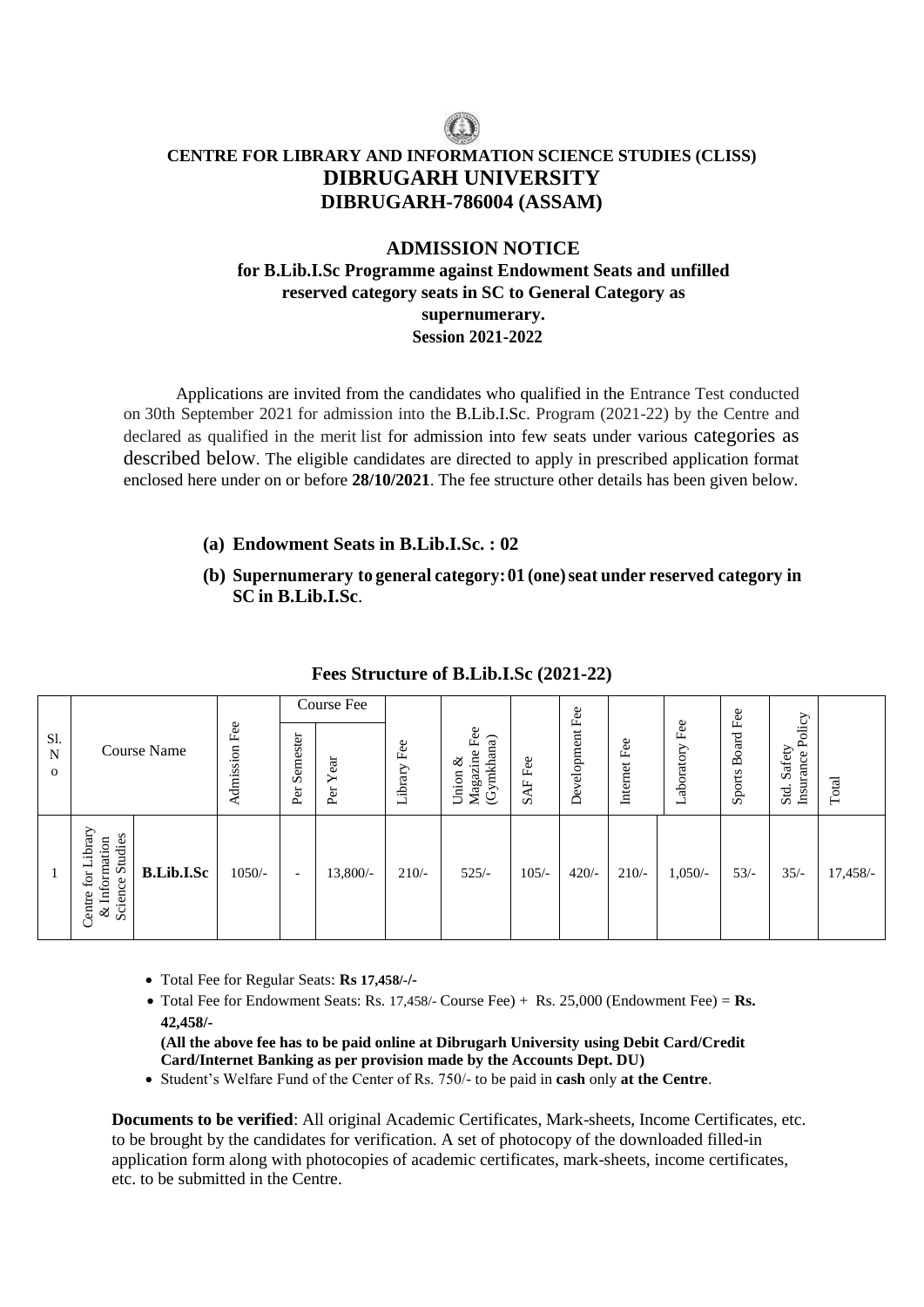# CENTRE FOR LIBRARY AND INFORMATION SCIENCE STUDIES (CLISS)
# DIBRUGARH UNIVERSITY
# DIBRUGARH-786004 (ASSAM)

## ADMISSION NOTICE
### for B.Lib.I.Sc Programme against Endowment Seats and unfilled reserved category seats in SC to General Category as supernumerary.
### Session 2021-2022

Applications are invited from the candidates who qualified in the Entrance Test conducted on 30th September 2021 for admission into the B.Lib.I.Sc. Program (2021-22) by the Centre and declared as qualified in the merit list for admission into few seats under various categories as described below. The eligible candidates are directed to apply in prescribed application format enclosed here under on or before **28/10/2021**. The fee structure other details has been given below.

**(a) Endowment Seats in B.Lib.I.Sc. : 02**

**(b) Supernumerary to general category: 01 (one) seat under reserved category in SC in B.Lib.I.Sc.**

### Fees Structure of B.Lib.I.Sc (2021-22)

| Sl. No | Course Name | | Admission Fee | Course Fee | | Library Fee | Union & Magazine Fee (Gymkhana) | SAF Fee | Development Fee | Internet Fee | Laboratory Fee | Sports Board Fee | Std. Safety Insurance Policy | Total |
|---|---|---|---|---|---|---|---|---|---|---|---|---|---|---|
| | | | | Per Semester | Per Year | | | | | | | | | |
| 1 | Centre for Library & Information Science Studies | B.Lib.I.Sc | 1050/- | - | 13,800/- | 210/- | 525/- | 105/- | 420/- | 210/- | 1,050/- | 53/- | 35/- | 17,458/- |

- Total Fee for Regular Seats: **Rs 17,458/-/-**
- Total Fee for Endowment Seats: Rs. 17,458/- Course Fee) + Rs. 25,000 (Endowment Fee) = **Rs. 42,458/-**

  **(All the above fee has to be paid online at Dibrugarh University using Debit Card/Credit Card/Internet Banking as per provision made by the Accounts Dept. DU)**
- Student's Welfare Fund of the Center of Rs. 750/- to be paid in **cash** only **at the Centre**.

**Documents to be verified**: All original Academic Certificates, Mark-sheets, Income Certificates, etc. to be brought by the candidates for verification. A set of photocopy of the downloaded filled-in application form along with photocopies of academic certificates, mark-sheets, income certificates, etc. to be submitted in the Centre.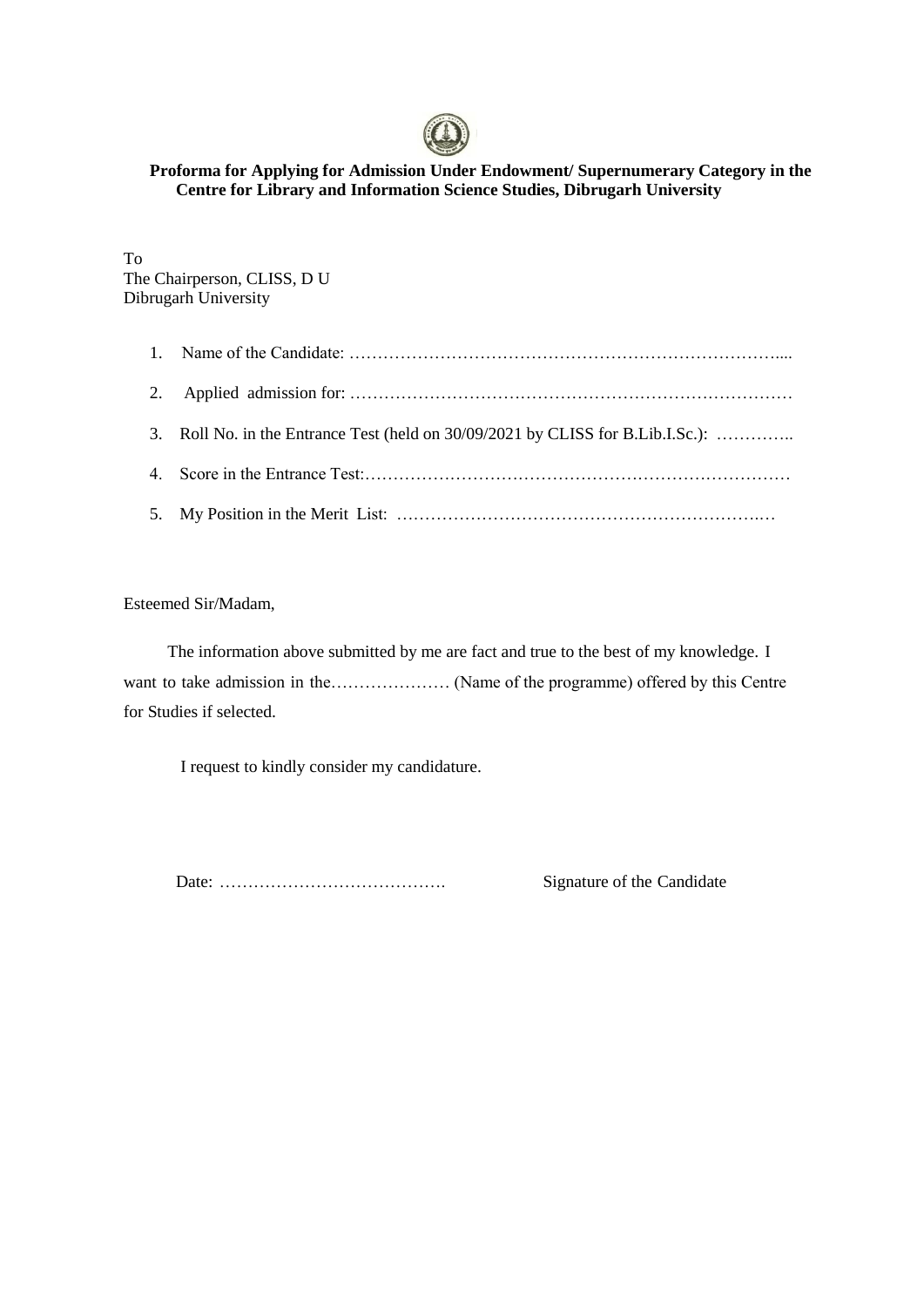**Proforma for Applying for Admission Under Endowment/ Supernumerary Category in the Centre for Library and Information Science Studies, Dibrugarh University**

To
The Chairperson, CLISS, D U
Dibrugarh University

1. Name of the Candidate: …………………………………………………………………....
2. Applied admission for: ……………………………………………………………………
3. Roll No. in the Entrance Test (held on 30/09/2021 by CLISS for B.Lib.I.Sc.): …………..
4. Score in the Entrance Test:…………………………………………………………………
5. My Position in the Merit List: ……………………………………………………….…

Esteemed Sir/Madam,

The information above submitted by me are fact and true to the best of my knowledge. I want to take admission in the………………… (Name of the programme) offered by this Centre for Studies if selected.

I request to kindly consider my candidature.

Date: ………………………………….                Signature of the Candidate